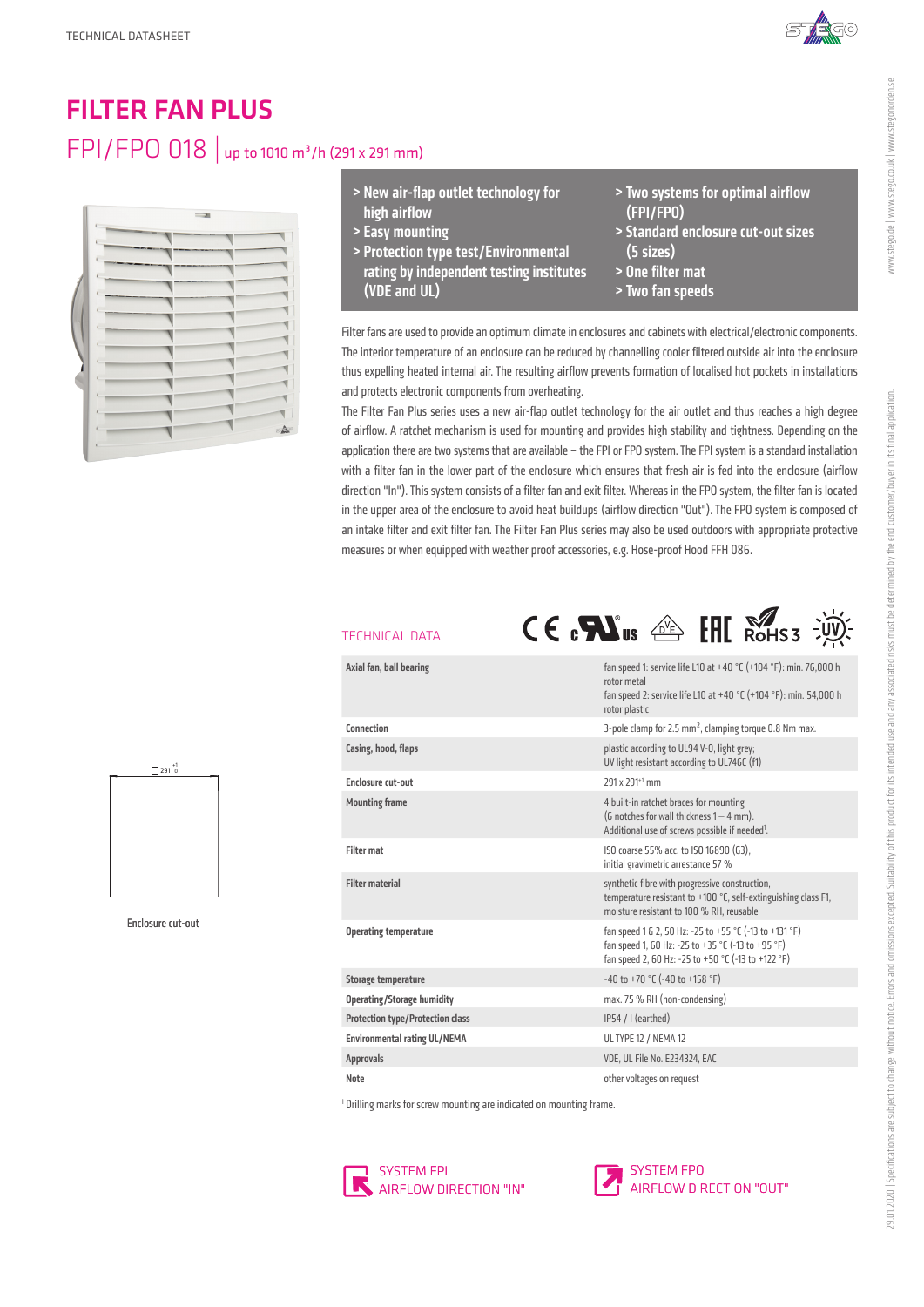# FILTER FAN PLUS

## FPI/FPO 018 | up to 1010 m³/h (291 x 291 mm)

- > New air-flap outlet technology for high airflow
- > Easy mounting
- > Protection type test/Environmental rating by independent testing institutes (VDE and UL)
- > Two systems for optimal airflow (FPI/FPO)
- > Standard enclosure cut-out sizes (5 sizes)
- > One filter mat
- > Two fan speeds

Filter fans are used to provide an optimum climate in enclosures and cabinets with electrical/electronic components. The interior temperature of an enclosure can be reduced by channelling cooler filtered outside air into the enclosure thus expelling heated internal air. The resulting airflow prevents formation of localised hot pockets in installations and protects electronic components from overheating.

The Filter Fan Plus series uses a new air-flap outlet technology for the air outlet and thus reaches a high degree of airflow. A ratchet mechanism is used for mounting and provides high stability and tightness. Depending on the application there are two systems that are available – the FPI or FPO system. The FPI system is a standard installation with a filter fan in the lower part of the enclosure which ensures that fresh air is fed into the enclosure (airflow direction "In"). This system consists of a filter fan and exit filter. Whereas in the FPO system, the filter fan is located in the upper area of the enclosure to avoid heat buildups (airflow direction "Out"). The FPO system is composed of an intake filter and exit filter fan. The Filter Fan Plus series may also be used outdoors with appropriate protective measures or when equipped with weather proof accessories, e.g. Hose-proof Hood FFH 086.

☐ 291 $^{+1}_{0}$

Enclosure cut-out

### TECHNICAL DATA

| | |
|---|---|
| **Axial fan, ball bearing** | fan speed 1: service life L10 at +40 °C (+104 °F): min. 76,000 h rotor metal<br>fan speed 2: service life L10 at +40 °C (+104 °F): min. 54,000 h rotor plastic |
| **Connection** | 3-pole clamp for 2.5 mm², clamping torque 0.8 Nm max. |
| **Casing, hood, flaps** | plastic according to UL94 V-0, light grey;<br>UV light resistant according to UL746C (f1) |
| **Enclosure cut-out** | 291 x 291$^{+1}$ mm |
| **Mounting frame** | 4 built-in ratchet braces for mounting<br>(6 notches for wall thickness 1 – 4 mm).<br>Additional use of screws possible if needed[1]. |
| **Filter mat** | ISO coarse 55% acc. to ISO 16890 (G3),<br>initial gravimetric arrestance 57 % |
| **Filter material** | synthetic fibre with progressive construction,<br>temperature resistant to +100 °C, self-extinguishing class F1,<br>moisture resistant to 100 % RH, reusable |
| **Operating temperature** | fan speed 1 & 2, 50 Hz: -25 to +55 °C (-13 to +131 °F)<br>fan speed 1, 60 Hz: -25 to +35 °C (-13 to +95 °F)<br>fan speed 2, 60 Hz: -25 to +50 °C (-13 to +122 °F) |
| **Storage temperature** | -40 to +70 °C (-40 to +158 °F) |
| **Operating/Storage humidity** | max. 75 % RH (non-condensing) |
| **Protection type/Protection class** | IP54 / I (earthed) |
| **Environmental rating UL/NEMA** | UL TYPE 12 / NEMA 12 |
| **Approvals** | VDE, UL File No. E234324, EAC |
| **Note** | other voltages on request |

[1] Drilling marks for screw mounting are indicated on mounting frame.

SYSTEM FPI
AIRFLOW DIRECTION "IN"

SYSTEM FPO
AIRFLOW DIRECTION "OUT"

29.01.2020 | Specifications are subject to change without notice. Errors and omissions excepted. Suitability of this product for its intended use and any associated risks must be determined by the end customer/buyer in its final application.

www.stego.de | www.stego.co.uk | www.stegonorden.se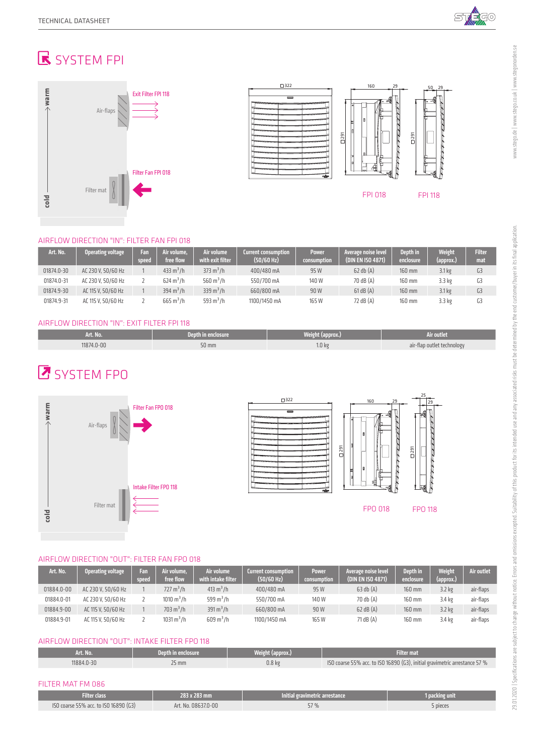# SYSTEM FPI

warm

Air-flaps

Exit Filter FPI 118

Filter Fan FPI 018

Filter mat

cold

□322

160

29

□291

FPI 018

50

29

□291

FPI 118

## AIRFLOW DIRECTION "IN": FILTER FAN FPI 018

| Art. No. | Operating voltage | Fan speed | Air volume, free flow | Air volume with exit filter | Current consumption (50/60 Hz) | Power consumption | Average noise level (DIN EN ISO 4871) | Depth in enclosure | Weight (approx.) | Filter mat |
|---|---|---|---|---|---|---|---|---|---|---|
| 01874.0-30 | AC 230 V, 50/60 Hz | 1 | 433 $m^3$/h | 373 $m^3$/h | 400/480 mA | 95 W | 62 db (A) | 160 mm | 3.1 kg | G3 |
| 01874.0-31 | AC 230 V, 50/60 Hz | 2 | 624 $m^3$/h | 560 $m^3$/h | 550/700 mA | 140 W | 70 dB (A) | 160 mm | 3.3 kg | G3 |
| 01874.9-30 | AC 115 V, 50/60 Hz | 1 | 394 $m^3$/h | 339 $m^3$/h | 660/800 mA | 90 W | 61 dB (A) | 160 mm | 3.1 kg | G3 |
| 01874.9-31 | AC 115 V, 50/60 Hz | 2 | 665 $m^3$/h | 593 $m^3$/h | 1100/1450 mA | 165 W | 72 dB (A) | 160 mm | 3.3 kg | G3 |

## AIRFLOW DIRECTION "IN": EXIT FILTER FPI 118

| Art. No. | Depth in enclosure | Weight (approx.) | Air outlet |
|---|---|---|---|
| 11874.0-00 | 50 mm | 1.0 kg | air-flap outlet technology |

# SYSTEM FPO

warm

Air-flaps

Filter Fan FPO 018

Intake Filter FPO 118

Filter mat

cold

□322

160

29

□291

FPO 018

25

29

□291

FPO 118

## AIRFLOW DIRECTION "OUT": FILTER FAN FPO 018

| Art. No. | Operating voltage | Fan speed | Air volume, free flow | Air volume with intake filter | Current consumption (50/60 Hz) | Power consumption | Average noise level (DIN EN ISO 4871) | Depth in enclosure | Weight (approx.) | Air outlet |
|---|---|---|---|---|---|---|---|---|---|---|
| 01884.0-00 | AC 230 V, 50/60 Hz | 1 | 727 $m^3$/h | 413 $m^3$/h | 400/480 mA | 95 W | 63 db (A) | 160 mm | 3.2 kg | air-flaps |
| 01884.0-01 | AC 230 V, 50/60 Hz | 2 | 1010 $m^3$/h | 599 $m^3$/h | 550/700 mA | 140 W | 70 db (A) | 160 mm | 3.4 kg | air-flaps |
| 01884.9-00 | AC 115 V, 50/60 Hz | 1 | 703 $m^3$/h | 391 $m^3$/h | 660/800 mA | 90 W | 62 db (A) | 160 mm | 3.2 kg | air-flaps |
| 01884.9-01 | AC 115 V, 50/60 Hz | 2 | 1031 $m^3$/h | 609 $m^3$/h | 1100/1450 mA | 165 W | 71 dB (A) | 160 mm | 3.4 kg | air-flaps |

## AIRFLOW DIRECTION "OUT": INTAKE FILTER FPO 118

| Art. No. | Depth in enclosure | Weight (approx.) | Filter mat |
|---|---|---|---|
| 11884.0-30 | 25 mm | 0.8 kg | ISO coarse 55% acc. to ISO 16890 (G3), initial gravimetric arrestance 57 % |

## FILTER MAT FM 086

| Filter class | 283 x 283 mm | Initial gravimetric arrestance | 1 packing unit |
|---|---|---|---|
| ISO coarse 55% acc. to ISO 16890 (G3) | Art. No. 08637.0-00 | 57 % | 5 pieces |

29.01.2020 | Specifications are subject to change without notice. Errors and omissions excepted. Suitability of this product for its intended use and any associated risks must be determined by the end customer/buyer in its final application.

www.stego.de | www.stego.co.uk | www.stegonorden.se